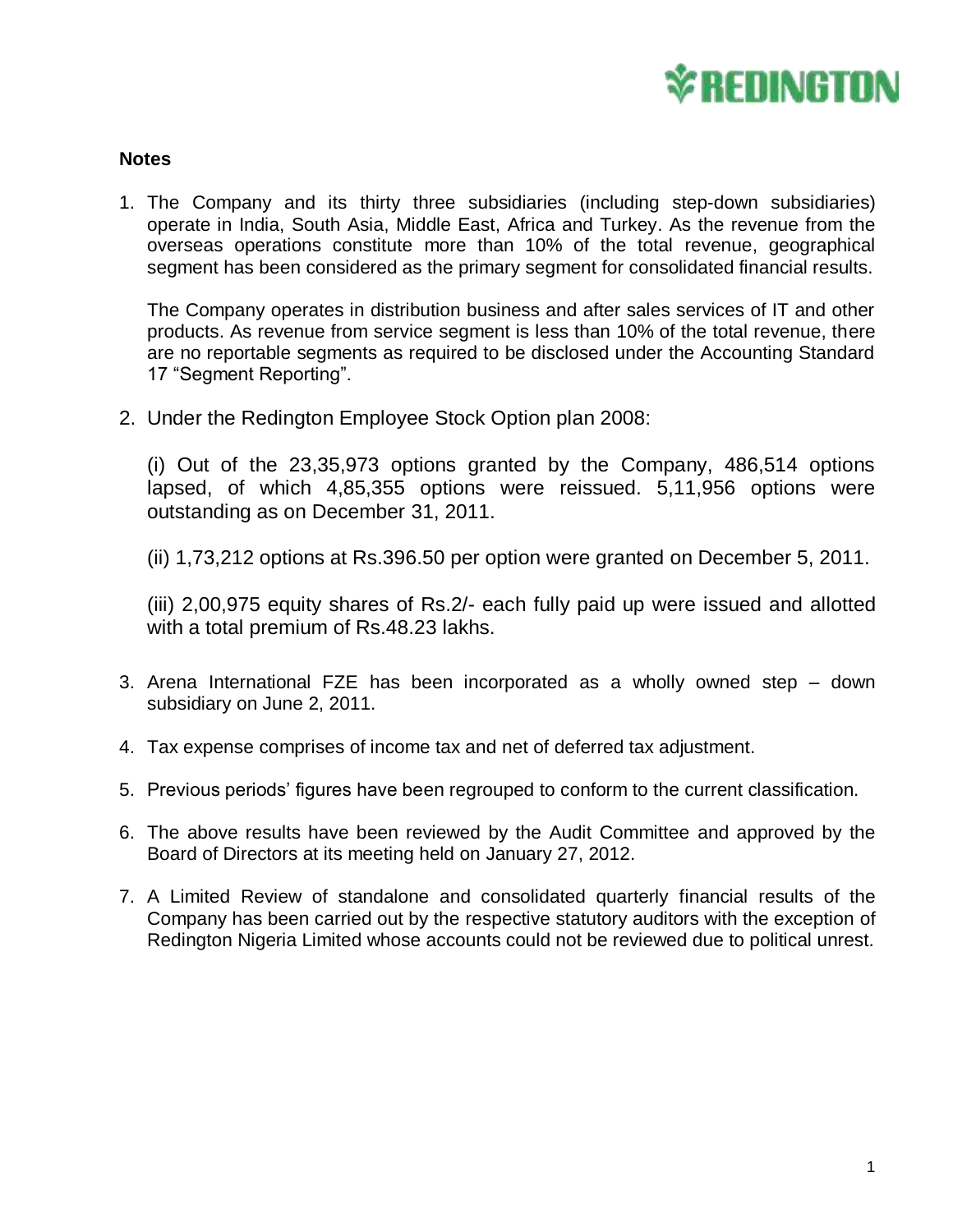REDINGTON

**Notes**

1. The Company and its thirty three subsidiaries (including step-down subsidiaries) operate in India, South Asia, Middle East, Africa and Turkey. As the revenue from the overseas operations constitute more than 10% of the total revenue, geographical segment has been considered as the primary segment for consolidated financial results.

   The Company operates in distribution business and after sales services of IT and other products. As revenue from service segment is less than 10% of the total revenue, there are no reportable segments as required to be disclosed under the Accounting Standard 17 "Segment Reporting".

2. Under the Redington Employee Stock Option plan 2008:

   (i) Out of the 23,35,973 options granted by the Company, 486,514 options lapsed, of which 4,85,355 options were reissued. 5,11,956 options were outstanding as on December 31, 2011.

   (ii) 1,73,212 options at Rs.396.50 per option were granted on December 5, 2011.

   (iii) 2,00,975 equity shares of Rs.2/- each fully paid up were issued and allotted with a total premium of Rs.48.23 lakhs.

3. Arena International FZE has been incorporated as a wholly owned step – down subsidiary on June 2, 2011.

4. Tax expense comprises of income tax and net of deferred tax adjustment.

5. Previous periods' figures have been regrouped to conform to the current classification.

6. The above results have been reviewed by the Audit Committee and approved by the Board of Directors at its meeting held on January 27, 2012.

7. A Limited Review of standalone and consolidated quarterly financial results of the Company has been carried out by the respective statutory auditors with the exception of Redington Nigeria Limited whose accounts could not be reviewed due to political unrest.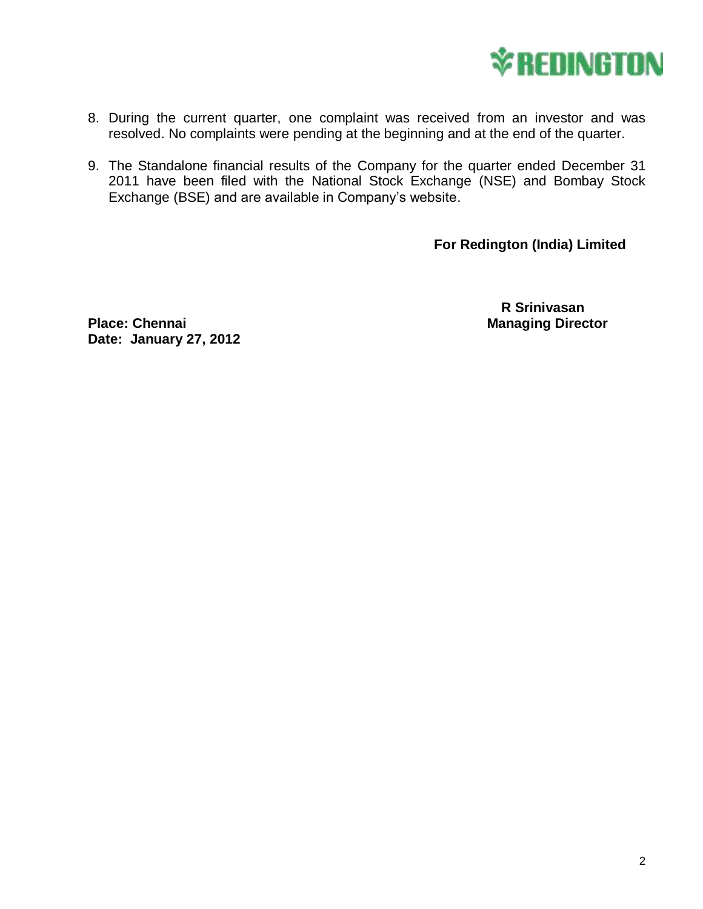8. During the current quarter, one complaint was received from an investor and was resolved. No complaints were pending at the beginning and at the end of the quarter.

9. The Standalone financial results of the Company for the quarter ended December 31 2011 have been filed with the National Stock Exchange (NSE) and Bombay Stock Exchange (BSE) and are available in Company's website.

**For Redington (India) Limited**

**R Srinivasan**
**Managing Director**

**Place: Chennai**
**Date: January 27, 2012**